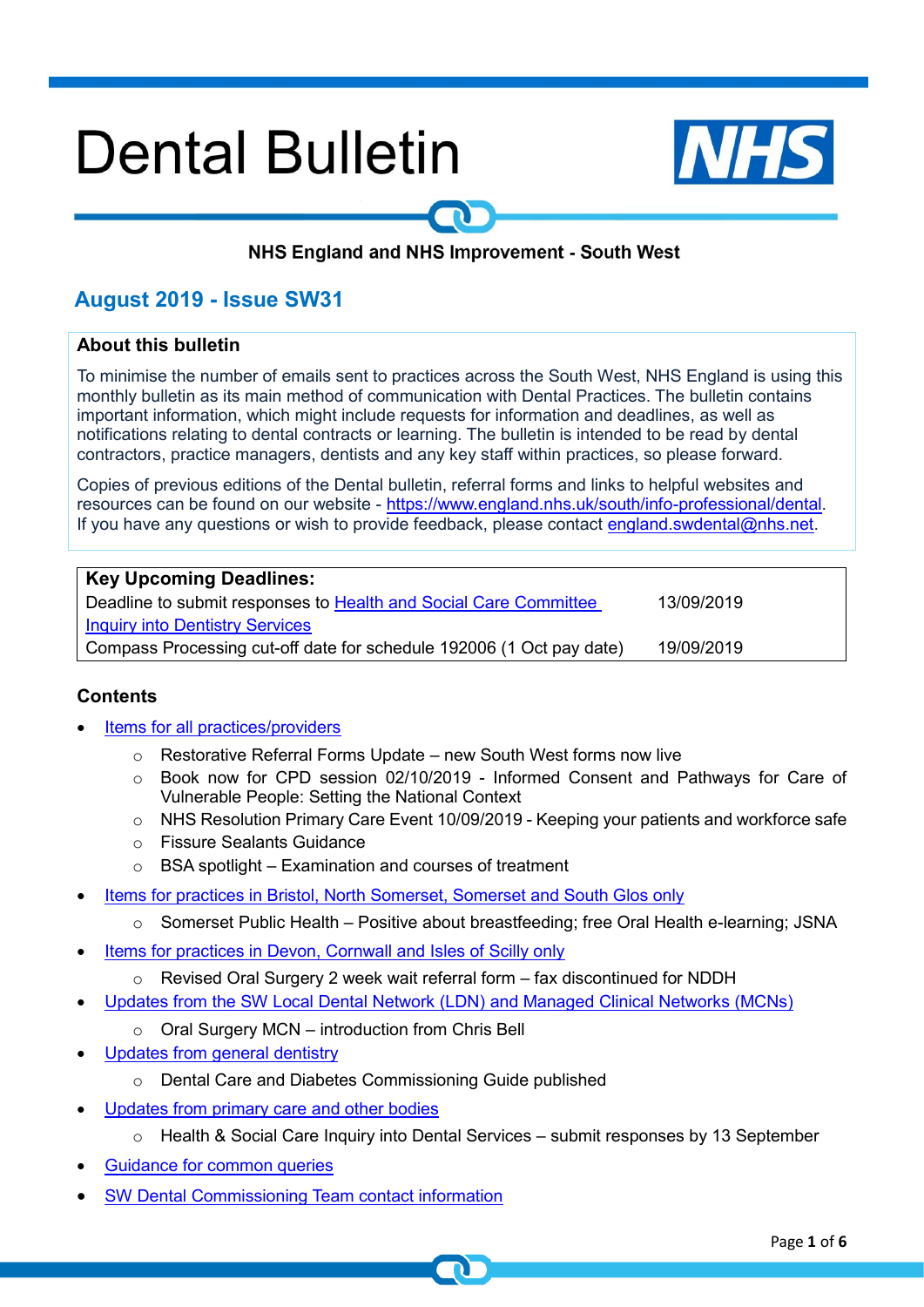# Dental Bulletin

**NHS England and NHS Improvement - South West**

## August 2019 - Issue SW31

### About this bulletin

To minimise the number of emails sent to practices across the South West, NHS England is using this monthly bulletin as its main method of communication with Dental Practices. The bulletin contains important information, which might include requests for information and deadlines, as well as notifications relating to dental contracts or learning. The bulletin is intended to be read by dental contractors, practice managers, dentists and any key staff within practices, so please forward.

Copies of previous editions of the Dental bulletin, referral forms and links to helpful websites and resources can be found on our website - https://www.england.nhs.uk/south/info-professional/dental. If you have any questions or wish to provide feedback, please contact england.swdental@nhs.net.

| **Key Upcoming Deadlines:** | |
|---|---|
| Deadline to submit responses to Health and Social Care Committee Inquiry into Dentistry Services | 13/09/2019 |
| Compass Processing cut-off date for schedule 192006 (1 Oct pay date) | 19/09/2019 |

### Contents

- Items for all practices/providers
  - Restorative Referral Forms Update – new South West forms now live
  - Book now for CPD session 02/10/2019 - Informed Consent and Pathways for Care of Vulnerable People: Setting the National Context
  - NHS Resolution Primary Care Event 10/09/2019 - Keeping your patients and workforce safe
  - Fissure Sealants Guidance
  - BSA spotlight – Examination and courses of treatment
- Items for practices in Bristol, North Somerset, Somerset and South Glos only
  - Somerset Public Health – Positive about breastfeeding; free Oral Health e-learning; JSNA
- Items for practices in Devon, Cornwall and Isles of Scilly only
  - Revised Oral Surgery 2 week wait referral form – fax discontinued for NDDH
- Updates from the SW Local Dental Network (LDN) and Managed Clinical Networks (MCNs)
  - Oral Surgery MCN – introduction from Chris Bell
- Updates from general dentistry
  - Dental Care and Diabetes Commissioning Guide published
- Updates from primary care and other bodies
  - Health & Social Care Inquiry into Dental Services – submit responses by 13 September
- Guidance for common queries
- SW Dental Commissioning Team contact information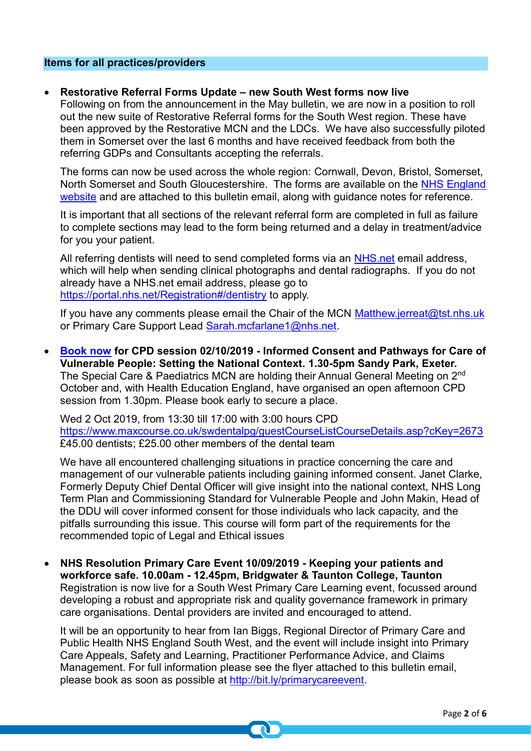## Items for all practices/providers

- **Restorative Referral Forms Update – new South West forms now live**
  Following on from the announcement in the May bulletin, we are now in a position to roll out the new suite of Restorative Referral forms for the South West region. These have been approved by the Restorative MCN and the LDCs. We have also successfully piloted them in Somerset over the last 6 months and have received feedback from both the referring GDPs and Consultants accepting the referrals.

  The forms can now be used across the whole region: Cornwall, Devon, Bristol, Somerset, North Somerset and South Gloucestershire. The forms are available on the NHS England website and are attached to this bulletin email, along with guidance notes for reference.

  It is important that all sections of the relevant referral form are completed in full as failure to complete sections may lead to the form being returned and a delay in treatment/advice for you your patient.

  All referring dentists will need to send completed forms via an NHS.net email address, which will help when sending clinical photographs and dental radiographs. If you do not already have a NHS.net email address, please go to https://portal.nhs.net/Registration#/dentistry to apply.

  If you have any comments please email the Chair of the MCN Matthew.jerreat@tst.nhs.uk or Primary Care Support Lead Sarah.mcfarlane1@nhs.net.

- **Book now for CPD session 02/10/2019 - Informed Consent and Pathways for Care of Vulnerable People: Setting the National Context. 1.30-5pm Sandy Park, Exeter.**
  The Special Care & Paediatrics MCN are holding their Annual General Meeting on 2nd October and, with Health Education England, have organised an open afternoon CPD session from 1.30pm. Please book early to secure a place.

  Wed 2 Oct 2019, from 13:30 till 17:00 with 3:00 hours CPD
  https://www.maxcourse.co.uk/swdentalpg/guestCourseListCourseDetails.asp?cKey=2673
  £45.00 dentists; £25.00 other members of the dental team

  We have all encountered challenging situations in practice concerning the care and management of our vulnerable patients including gaining informed consent. Janet Clarke, Formerly Deputy Chief Dental Officer will give insight into the national context, NHS Long Term Plan and Commissioning Standard for Vulnerable People and John Makin, Head of the DDU will cover informed consent for those individuals who lack capacity, and the pitfalls surrounding this issue. This course will form part of the requirements for the recommended topic of Legal and Ethical issues

- **NHS Resolution Primary Care Event 10/09/2019 - Keeping your patients and workforce safe. 10.00am - 12.45pm, Bridgwater & Taunton College, Taunton**
  Registration is now live for a South West Primary Care Learning event, focussed around developing a robust and appropriate risk and quality governance framework in primary care organisations. Dental providers are invited and encouraged to attend.

  It will be an opportunity to hear from Ian Biggs, Regional Director of Primary Care and Public Health NHS England South West, and the event will include insight into Primary Care Appeals, Safety and Learning, Practitioner Performance Advice, and Claims Management. For full information please see the flyer attached to this bulletin email, please book as soon as possible at http://bit.ly/primarycareevent.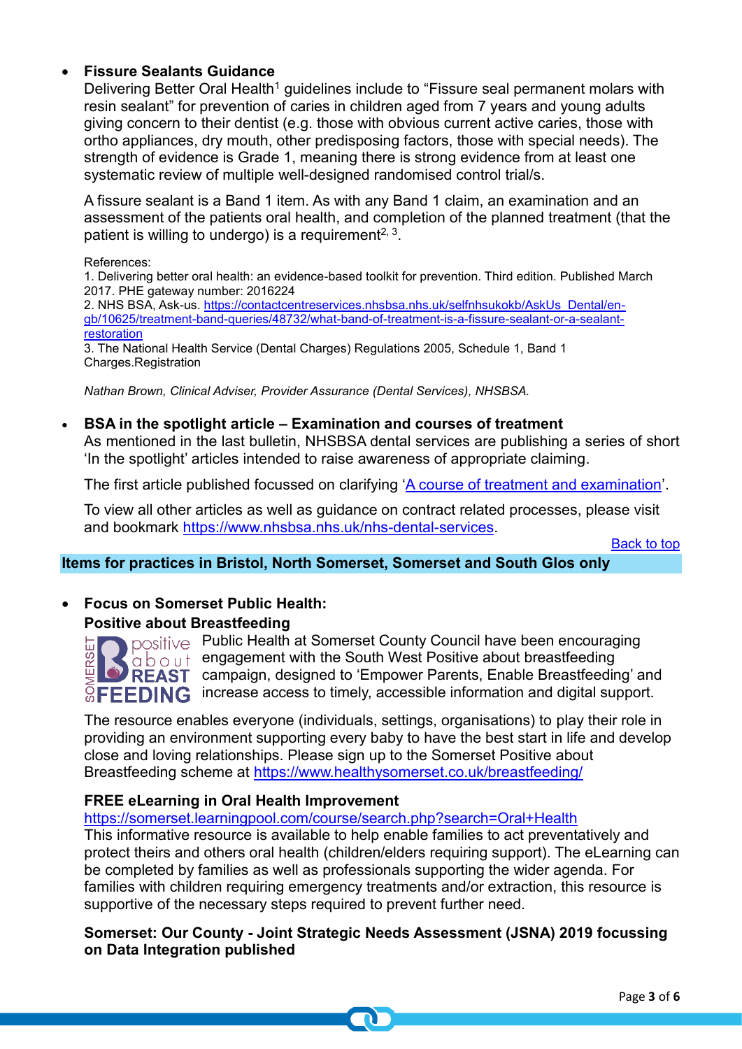- **Fissure Sealants Guidance**

  Delivering Better Oral Health[1] guidelines include to "Fissure seal permanent molars with resin sealant" for prevention of caries in children aged from 7 years and young adults giving concern to their dentist (e.g. those with obvious current active caries, those with ortho appliances, dry mouth, other predisposing factors, those with special needs). The strength of evidence is Grade 1, meaning there is strong evidence from at least one systematic review of multiple well-designed randomised control trial/s.

  A fissure sealant is a Band 1 item. As with any Band 1 claim, an examination and an assessment of the patients oral health, and completion of the planned treatment (that the patient is willing to undergo) is a requirement[2, 3].

  References:
  1. Delivering better oral health: an evidence-based toolkit for prevention. Third edition. Published March 2017. PHE gateway number: 2016224
  2. NHS BSA, Ask-us. https://contactcentreservices.nhsbsa.nhs.uk/selfnhsukokb/AskUs_Dental/en-gb/10625/treatment-band-queries/48732/what-band-of-treatment-is-a-fissure-sealant-or-a-sealant-restoration
  3. The National Health Service (Dental Charges) Regulations 2005, Schedule 1, Band 1 Charges.Registration

  *Nathan Brown, Clinical Adviser, Provider Assurance (Dental Services), NHSBSA.*

- **BSA in the spotlight article – Examination and courses of treatment**

  As mentioned in the last bulletin, NHSBSA dental services are publishing a series of short 'In the spotlight' articles intended to raise awareness of appropriate claiming.

  The first article published focussed on clarifying 'A course of treatment and examination'.

  To view all other articles as well as guidance on contract related processes, please visit and bookmark https://www.nhsbsa.nhs.uk/nhs-dental-services.

Back to top

## Items for practices in Bristol, North Somerset, Somerset and South Glos only

- **Focus on Somerset Public Health:**

  **Positive about Breastfeeding**

  Public Health at Somerset County Council have been encouraging engagement with the South West Positive about breastfeeding campaign, designed to 'Empower Parents, Enable Breastfeeding' and increase access to timely, accessible information and digital support.

  The resource enables everyone (individuals, settings, organisations) to play their role in providing an environment supporting every baby to have the best start in life and develop close and loving relationships. Please sign up to the Somerset Positive about Breastfeeding scheme at https://www.healthysomerset.co.uk/breastfeeding/

  **FREE eLearning in Oral Health Improvement**

  https://somerset.learningpool.com/course/search.php?search=Oral+Health

  This informative resource is available to help enable families to act preventatively and protect theirs and others oral health (children/elders requiring support). The eLearning can be completed by families as well as professionals supporting the wider agenda. For families with children requiring emergency treatments and/or extraction, this resource is supportive of the necessary steps required to prevent further need.

  **Somerset: Our County - Joint Strategic Needs Assessment (JSNA) 2019 focussing on Data Integration published**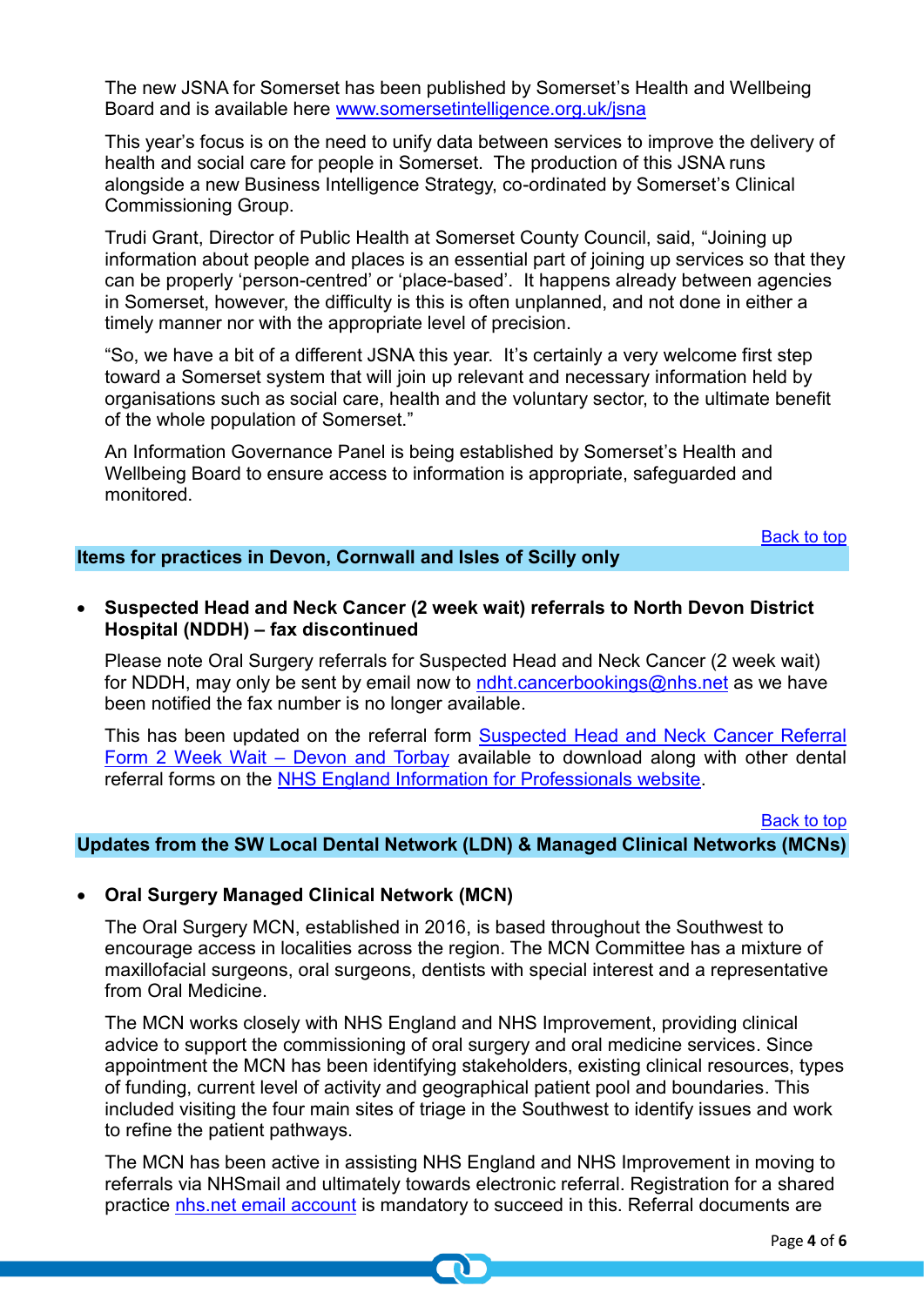The new JSNA for Somerset has been published by Somerset's Health and Wellbeing Board and is available here [www.somersetintelligence.org.uk/jsna](http://www.somersetintelligence.org.uk/jsna)

This year's focus is on the need to unify data between services to improve the delivery of health and social care for people in Somerset. The production of this JSNA runs alongside a new Business Intelligence Strategy, co-ordinated by Somerset's Clinical Commissioning Group.

Trudi Grant, Director of Public Health at Somerset County Council, said, "Joining up information about people and places is an essential part of joining up services so that they can be properly 'person-centred' or 'place-based'. It happens already between agencies in Somerset, however, the difficulty is this is often unplanned, and not done in either a timely manner nor with the appropriate level of precision.

"So, we have a bit of a different JSNA this year. It's certainly a very welcome first step toward a Somerset system that will join up relevant and necessary information held by organisations such as social care, health and the voluntary sector, to the ultimate benefit of the whole population of Somerset."

An Information Governance Panel is being established by Somerset's Health and Wellbeing Board to ensure access to information is appropriate, safeguarded and monitored.

Back to top

## Items for practices in Devon, Cornwall and Isles of Scilly only

- **Suspected Head and Neck Cancer (2 week wait) referrals to North Devon District Hospital (NDDH) – fax discontinued**

  Please note Oral Surgery referrals for Suspected Head and Neck Cancer (2 week wait) for NDDH, may only be sent by email now to ndht.cancerbookings@nhs.net as we have been notified the fax number is no longer available.

  This has been updated on the referral form Suspected Head and Neck Cancer Referral Form 2 Week Wait – Devon and Torbay available to download along with other dental referral forms on the NHS England Information for Professionals website.

Back to top

## Updates from the SW Local Dental Network (LDN) & Managed Clinical Networks (MCNs)

- **Oral Surgery Managed Clinical Network (MCN)**

  The Oral Surgery MCN, established in 2016, is based throughout the Southwest to encourage access in localities across the region. The MCN Committee has a mixture of maxillofacial surgeons, oral surgeons, dentists with special interest and a representative from Oral Medicine.

  The MCN works closely with NHS England and NHS Improvement, providing clinical advice to support the commissioning of oral surgery and oral medicine services. Since appointment the MCN has been identifying stakeholders, existing clinical resources, types of funding, current level of activity and geographical patient pool and boundaries. This included visiting the four main sites of triage in the Southwest to identify issues and work to refine the patient pathways.

  The MCN has been active in assisting NHS England and NHS Improvement in moving to referrals via NHSmail and ultimately towards electronic referral. Registration for a shared practice nhs.net email account is mandatory to succeed in this. Referral documents are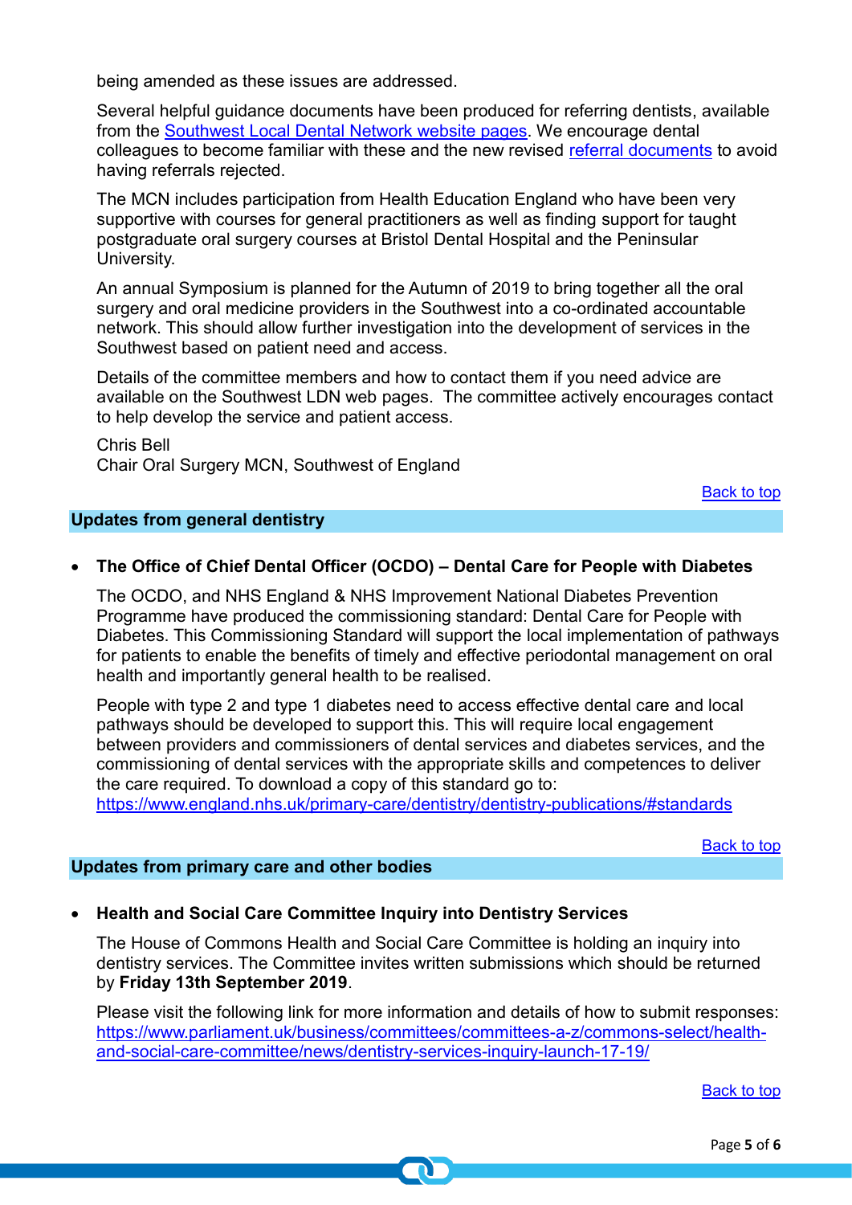being amended as these issues are addressed.

Several helpful guidance documents have been produced for referring dentists, available from the Southwest Local Dental Network website pages. We encourage dental colleagues to become familiar with these and the new revised referral documents to avoid having referrals rejected.

The MCN includes participation from Health Education England who have been very supportive with courses for general practitioners as well as finding support for taught postgraduate oral surgery courses at Bristol Dental Hospital and the Peninsular University.

An annual Symposium is planned for the Autumn of 2019 to bring together all the oral surgery and oral medicine providers in the Southwest into a co-ordinated accountable network. This should allow further investigation into the development of services in the Southwest based on patient need and access.

Details of the committee members and how to contact them if you need advice are available on the Southwest LDN web pages. The committee actively encourages contact to help develop the service and patient access.

Chris Bell
Chair Oral Surgery MCN, Southwest of England

Back to top

## Updates from general dentistry

- **The Office of Chief Dental Officer (OCDO) – Dental Care for People with Diabetes**

  The OCDO, and NHS England & NHS Improvement National Diabetes Prevention Programme have produced the commissioning standard: Dental Care for People with Diabetes. This Commissioning Standard will support the local implementation of pathways for patients to enable the benefits of timely and effective periodontal management on oral health and importantly general health to be realised.

  People with type 2 and type 1 diabetes need to access effective dental care and local pathways should be developed to support this. This will require local engagement between providers and commissioners of dental services and diabetes services, and the commissioning of dental services with the appropriate skills and competences to deliver the care required. To download a copy of this standard go to: https://www.england.nhs.uk/primary-care/dentistry/dentistry-publications/#standards

Back to top

## Updates from primary care and other bodies

- **Health and Social Care Committee Inquiry into Dentistry Services**

  The House of Commons Health and Social Care Committee is holding an inquiry into dentistry services. The Committee invites written submissions which should be returned by **Friday 13th September 2019**.

  Please visit the following link for more information and details of how to submit responses: https://www.parliament.uk/business/committees/committees-a-z/commons-select/health-and-social-care-committee/news/dentistry-services-inquiry-launch-17-19/

Back to top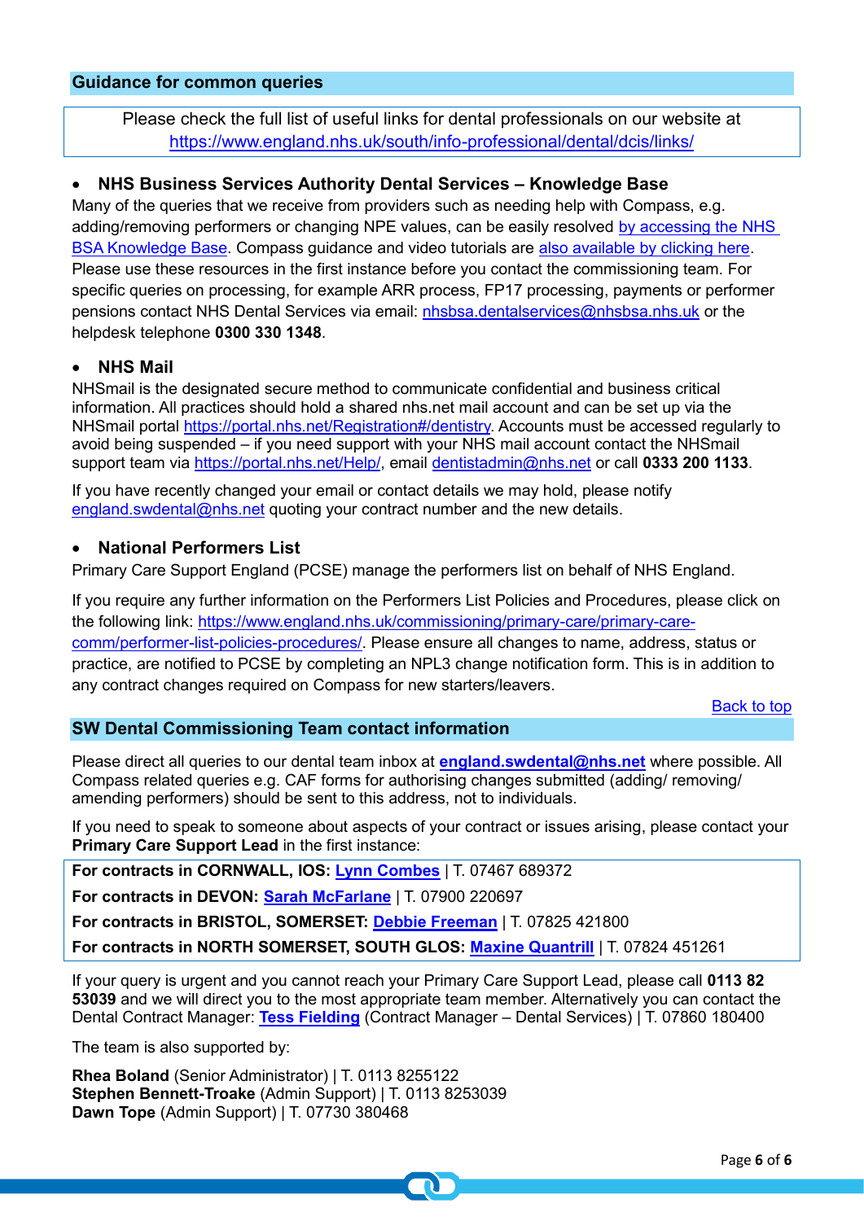## Guidance for common queries

Please check the full list of useful links for dental professionals on our website at https://www.england.nhs.uk/south/info-professional/dental/dcis/links/

- **NHS Business Services Authority Dental Services – Knowledge Base**

Many of the queries that we receive from providers such as needing help with Compass, e.g. adding/removing performers or changing NPE values, can be easily resolved by accessing the NHS BSA Knowledge Base. Compass guidance and video tutorials are also available by clicking here. Please use these resources in the first instance before you contact the commissioning team. For specific queries on processing, for example ARR process, FP17 processing, payments or performer pensions contact NHS Dental Services via email: nhsbsa.dentalservices@nhsbsa.nhs.uk or the helpdesk telephone **0300 330 1348**.

- **NHS Mail**

NHSmail is the designated secure method to communicate confidential and business critical information. All practices should hold a shared nhs.net mail account and can be set up via the NHSmail portal https://portal.nhs.net/Registration#/dentistry. Accounts must be accessed regularly to avoid being suspended – if you need support with your NHS mail account contact the NHSmail support team via https://portal.nhs.net/Help/, email dentistadmin@nhs.net or call **0333 200 1133**.

If you have recently changed your email or contact details we may hold, please notify england.swdental@nhs.net quoting your contract number and the new details.

- **National Performers List**

Primary Care Support England (PCSE) manage the performers list on behalf of NHS England.

If you require any further information on the Performers List Policies and Procedures, please click on the following link: https://www.england.nhs.uk/commissioning/primary-care/primary-care-comm/performer-list-policies-procedures/. Please ensure all changes to name, address, status or practice, are notified to PCSE by completing an NPL3 change notification form. This is in addition to any contract changes required on Compass for new starters/leavers.

Back to top

## SW Dental Commissioning Team contact information

Please direct all queries to our dental team inbox at **england.swdental@nhs.net** where possible. All Compass related queries e.g. CAF forms for authorising changes submitted (adding/ removing/ amending performers) should be sent to this address, not to individuals.

If you need to speak to someone about aspects of your contract or issues arising, please contact your **Primary Care Support Lead** in the first instance:

**For contracts in CORNWALL, IOS:** **Lynn Combes** | T. 07467 689372

**For contracts in DEVON:** **Sarah McFarlane** | T. 07900 220697

**For contracts in BRISTOL, SOMERSET:** **Debbie Freeman** | T. 07825 421800

**For contracts in NORTH SOMERSET, SOUTH GLOS:** **Maxine Quantrill** | T. 07824 451261

If your query is urgent and you cannot reach your Primary Care Support Lead, please call **0113 82 53039** and we will direct you to the most appropriate team member. Alternatively you can contact the Dental Contract Manager: **Tess Fielding** (Contract Manager – Dental Services) | T. 07860 180400

The team is also supported by:

**Rhea Boland** (Senior Administrator) | T. 0113 8255122  
**Stephen Bennett-Troake** (Admin Support) | T. 0113 8253039  
**Dawn Tope** (Admin Support) | T. 07730 380468